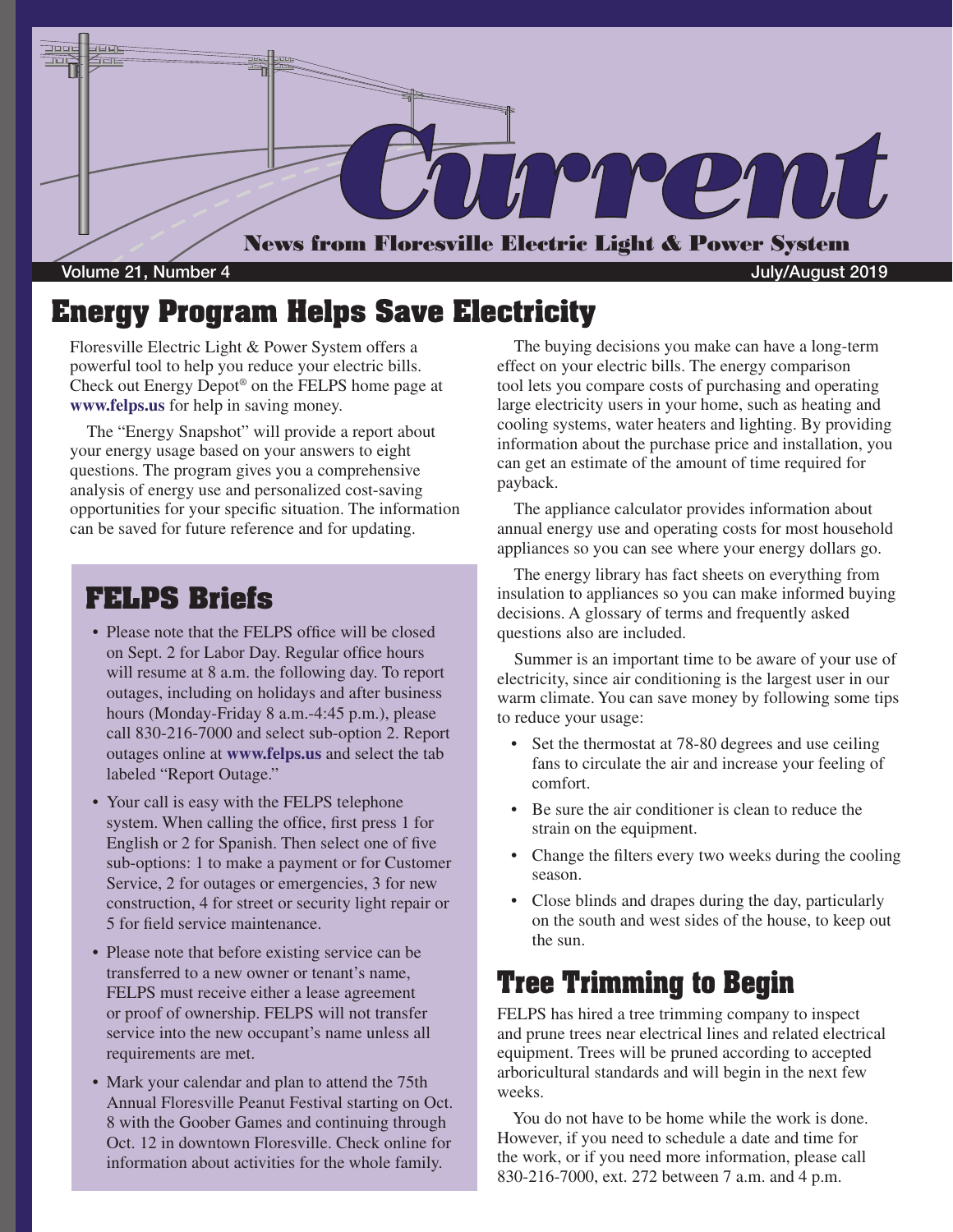# Current

**News from Floresville Electric Light & Power System**

Volume 21, Number 4 July/August 2019

## Energy Program Helps Save Electricity

Floresville Electric Light & Power System offers a powerful tool to help you reduce your electric bills. Check out Energy Depot® on the FELPS home page at **www.felps.us** for help in saving money.

The "Energy Snapshot" will provide a report about your energy usage based on your answers to eight questions. The program gives you a comprehensive analysis of energy use and personalized cost-saving opportunities for your specific situation. The information can be saved for future reference and for updating.

The buying decisions you make can have a long-term effect on your electric bills. The energy comparison tool lets you compare costs of purchasing and operating large electricity users in your home, such as heating and cooling systems, water heaters and lighting. By providing information about the purchase price and installation, you can get an estimate of the amount of time required for payback.

The appliance calculator provides information about annual energy use and operating costs for most household appliances so you can see where your energy dollars go.

The energy library has fact sheets on everything from insulation to appliances so you can make informed buying decisions. A glossary of terms and frequently asked questions also are included.

Summer is an important time to be aware of your use of electricity, since air conditioning is the largest user in our warm climate. You can save money by following some tips to reduce your usage:

- Set the thermostat at 78-80 degrees and use ceiling fans to circulate the air and increase your feeling of comfort.
- Be sure the air conditioner is clean to reduce the strain on the equipment.
- Change the filters every two weeks during the cooling season.
- Close blinds and drapes during the day, particularly on the south and west sides of the house, to keep out the sun.

## FELPS Briefs

- Please note that the FELPS office will be closed on Sept. 2 for Labor Day. Regular office hours will resume at 8 a.m. the following day. To report outages, including on holidays and after business hours (Monday-Friday 8 a.m.-4:45 p.m.), please call 830-216-7000 and select sub-option 2. Report outages online at **www.felps.us** and select the tab labeled "Report Outage."
- Your call is easy with the FELPS telephone system. When calling the office, first press 1 for English or 2 for Spanish. Then select one of five sub-options: 1 to make a payment or for Customer Service, 2 for outages or emergencies, 3 for new construction, 4 for street or security light repair or 5 for field service maintenance.
- Please note that before existing service can be transferred to a new owner or tenant's name, FELPS must receive either a lease agreement or proof of ownership. FELPS will not transfer service into the new occupant's name unless all requirements are met.
- Mark your calendar and plan to attend the 75th Annual Floresville Peanut Festival starting on Oct. 8 with the Goober Games and continuing through Oct. 12 in downtown Floresville. Check online for information about activities for the whole family.

## Tree Trimming to Begin

FELPS has hired a tree trimming company to inspect and prune trees near electrical lines and related electrical equipment. Trees will be pruned according to accepted arboricultural standards and will begin in the next few weeks.

You do not have to be home while the work is done. However, if you need to schedule a date and time for the work, or if you need more information, please call 830-216-7000, ext. 272 between 7 a.m. and 4 p.m.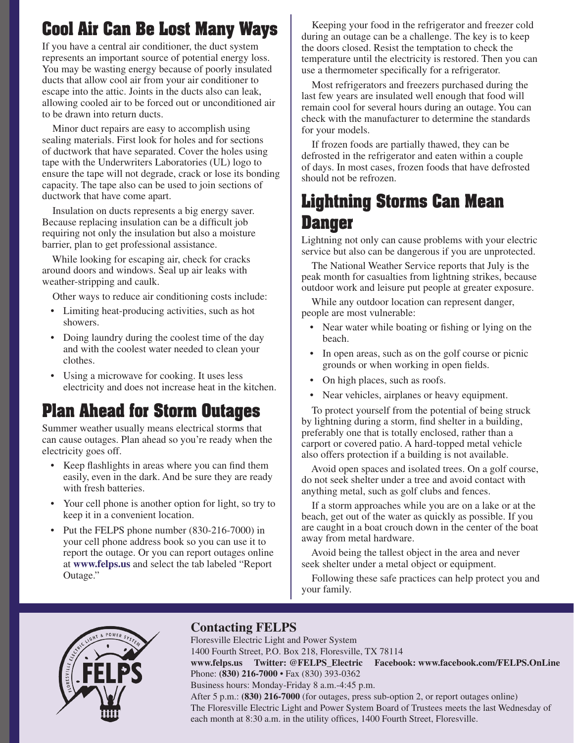## Cool Air Can Be Lost Many Ways

If you have a central air conditioner, the duct system represents an important source of potential energy loss. You may be wasting energy because of poorly insulated ducts that allow cool air from your air conditioner to escape into the attic. Joints in the ducts also can leak, allowing cooled air to be forced out or unconditioned air to be drawn into return ducts.

Minor duct repairs are easy to accomplish using sealing materials. First look for holes and for sections of ductwork that have separated. Cover the holes using tape with the Underwriters Laboratories (UL) logo to ensure the tape will not degrade, crack or lose its bonding capacity. The tape also can be used to join sections of ductwork that have come apart.

Insulation on ducts represents a big energy saver. Because replacing insulation can be a difficult job requiring not only the insulation but also a moisture barrier, plan to get professional assistance.

While looking for escaping air, check for cracks around doors and windows. Seal up air leaks with weather-stripping and caulk.

Other ways to reduce air conditioning costs include:

- Limiting heat-producing activities, such as hot showers.
- Doing laundry during the coolest time of the day and with the coolest water needed to clean your clothes.
- Using a microwave for cooking. It uses less electricity and does not increase heat in the kitchen.

## Plan Ahead for Storm Outages

Summer weather usually means electrical storms that can cause outages. Plan ahead so you're ready when the electricity goes off.

- Keep flashlights in areas where you can find them easily, even in the dark. And be sure they are ready with fresh batteries.
- Your cell phone is another option for light, so try to keep it in a convenient location.
- Put the FELPS phone number (830-216-7000) in your cell phone address book so you can use it to report the outage. Or you can report outages online at **www.felps.us** and select the tab labeled "Report Outage."

Keeping your food in the refrigerator and freezer cold during an outage can be a challenge. The key is to keep the doors closed. Resist the temptation to check the temperature until the electricity is restored. Then you can use a thermometer specifically for a refrigerator.

Most refrigerators and freezers purchased during the last few years are insulated well enough that food will remain cool for several hours during an outage. You can check with the manufacturer to determine the standards for your models.

If frozen foods are partially thawed, they can be defrosted in the refrigerator and eaten within a couple of days. In most cases, frozen foods that have defrosted should not be refrozen.

## Lightning Storms Can Mean Danger

Lightning not only can cause problems with your electric service but also can be dangerous if you are unprotected.

The National Weather Service reports that July is the peak month for casualties from lightning strikes, because outdoor work and leisure put people at greater exposure.

While any outdoor location can represent danger, people are most vulnerable:

- Near water while boating or fishing or lying on the beach.
- In open areas, such as on the golf course or picnic grounds or when working in open fields.
- On high places, such as roofs.
- Near vehicles, airplanes or heavy equipment.

To protect yourself from the potential of being struck by lightning during a storm, find shelter in a building, preferably one that is totally enclosed, rather than a carport or covered patio. A hard-topped metal vehicle also offers protection if a building is not available.

Avoid open spaces and isolated trees. On a golf course, do not seek shelter under a tree and avoid contact with anything metal, such as golf clubs and fences.

If a storm approaches while you are on a lake or at the beach, get out of the water as quickly as possible. If you are caught in a boat crouch down in the center of the boat away from metal hardware.

Avoid being the tallest object in the area and never seek shelter under a metal object or equipment.

Following these safe practices can help protect you and your family.

### Contacting FELPS

Floresville Electric Light and Power System
1400 Fourth Street, P.O. Box 218, Floresville, TX 78114
**www.felps.us Twitter: @FELPS_Electric Facebook: www.facebook.com/FELPS.OnLine**
Phone: **(830) 216-7000** • Fax (830) 393-0362
Business hours: Monday-Friday 8 a.m.-4:45 p.m.
After 5 p.m.: **(830) 216-7000** (for outages, press sub-option 2, or report outages online)
The Floresville Electric Light and Power System Board of Trustees meets the last Wednesday of each month at 8:30 a.m. in the utility offices, 1400 Fourth Street, Floresville.